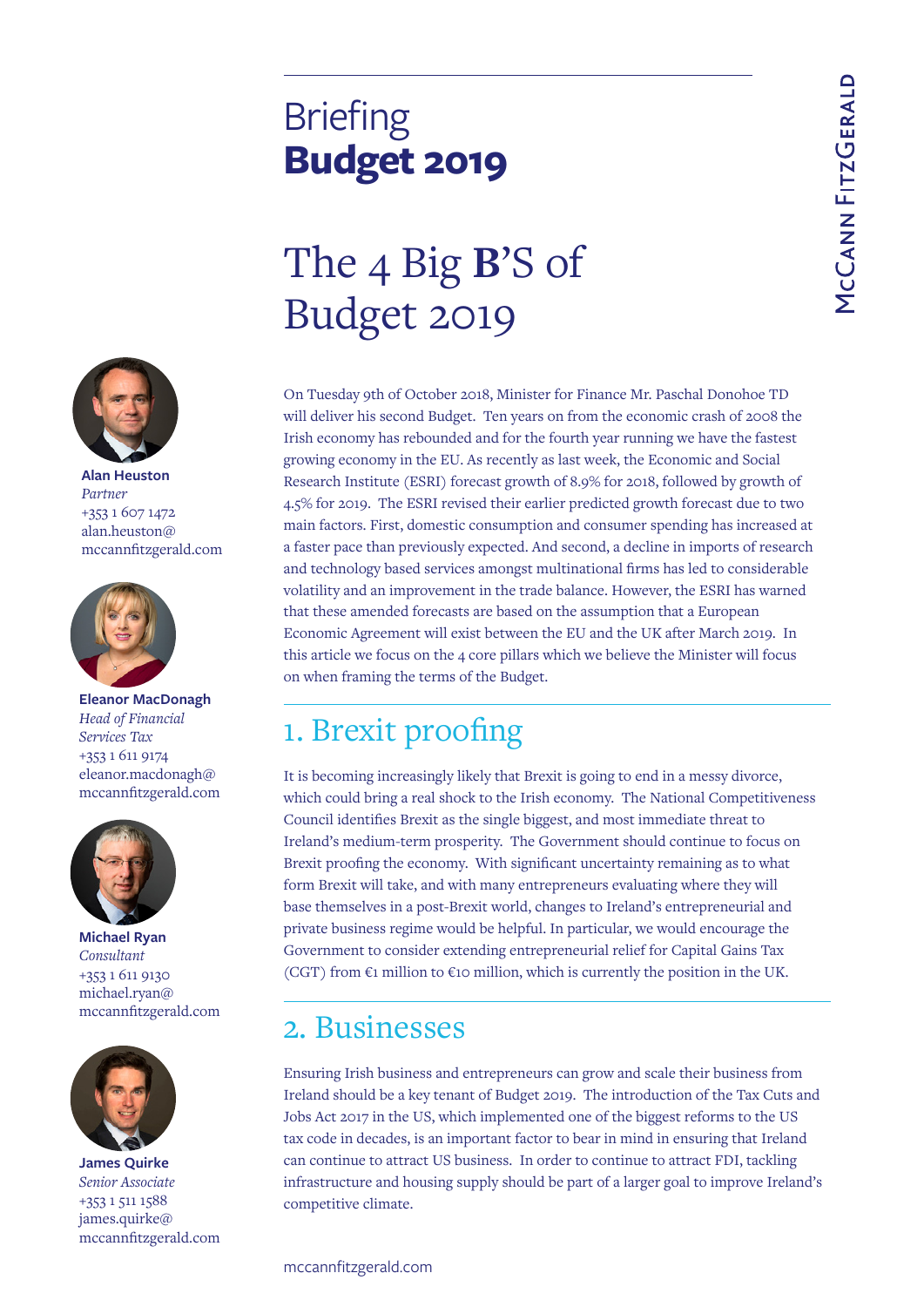Briefing
# Budget 2019

# The 4 Big B'S of Budget 2019

**Alan Heuston**
*Partner*
+353 1 607 1472
alan.heuston@mccannfitzgerald.com

**Eleanor MacDonagh**
*Head of Financial Services Tax*
+353 1 611 9174
eleanor.macdonagh@mccannfitzgerald.com

**Michael Ryan**
*Consultant*
+353 1 611 9130
michael.ryan@mccannfitzgerald.com

**James Quirke**
*Senior Associate*
+353 1 511 1588
james.quirke@mccannfitzgerald.com

On Tuesday 9th of October 2018, Minister for Finance Mr. Paschal Donohoe TD will deliver his second Budget. Ten years on from the economic crash of 2008 the Irish economy has rebounded and for the fourth year running we have the fastest growing economy in the EU. As recently as last week, the Economic and Social Research Institute (ESRI) forecast growth of 8.9% for 2018, followed by growth of 4.5% for 2019. The ESRI revised their earlier predicted growth forecast due to two main factors. First, domestic consumption and consumer spending has increased at a faster pace than previously expected. And second, a decline in imports of research and technology based services amongst multinational firms has led to considerable volatility and an improvement in the trade balance. However, the ESRI has warned that these amended forecasts are based on the assumption that a European Economic Agreement will exist between the EU and the UK after March 2019. In this article we focus on the 4 core pillars which we believe the Minister will focus on when framing the terms of the Budget.

## 1. Brexit proofing

It is becoming increasingly likely that Brexit is going to end in a messy divorce, which could bring a real shock to the Irish economy. The National Competitiveness Council identifies Brexit as the single biggest, and most immediate threat to Ireland's medium-term prosperity. The Government should continue to focus on Brexit proofing the economy. With significant uncertainty remaining as to what form Brexit will take, and with many entrepreneurs evaluating where they will base themselves in a post-Brexit world, changes to Ireland's entrepreneurial and private business regime would be helpful. In particular, we would encourage the Government to consider extending entrepreneurial relief for Capital Gains Tax (CGT) from €1 million to €10 million, which is currently the position in the UK.

## 2. Businesses

Ensuring Irish business and entrepreneurs can grow and scale their business from Ireland should be a key tenant of Budget 2019. The introduction of the Tax Cuts and Jobs Act 2017 in the US, which implemented one of the biggest reforms to the US tax code in decades, is an important factor to bear in mind in ensuring that Ireland can continue to attract US business. In order to continue to attract FDI, tackling infrastructure and housing supply should be part of a larger goal to improve Ireland's competitive climate.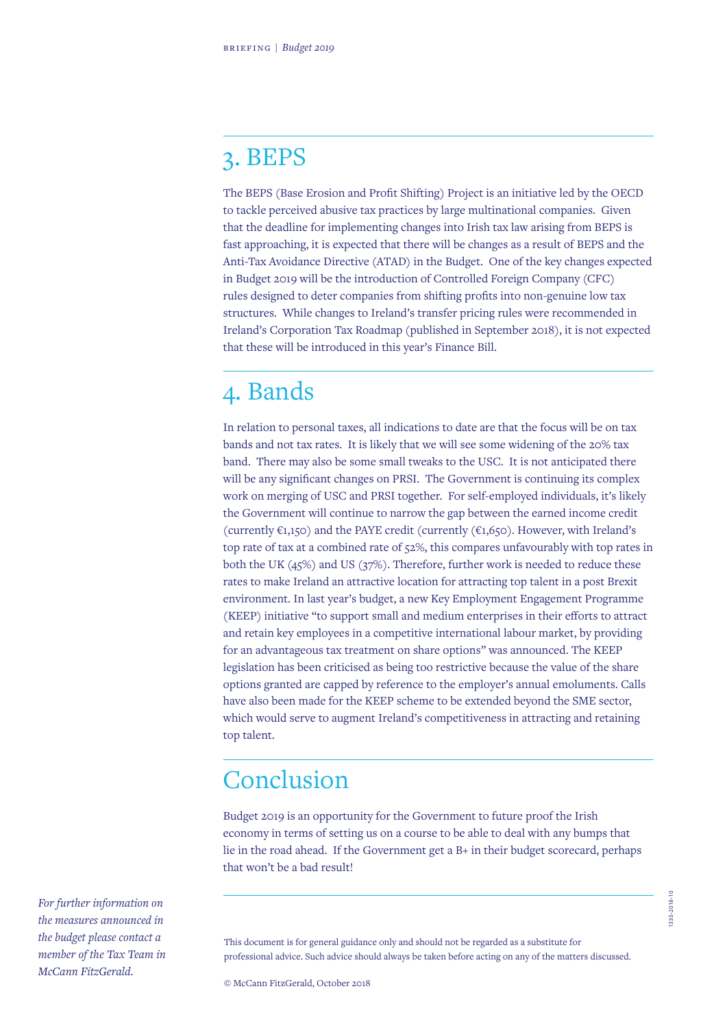## 3. BEPS

The BEPS (Base Erosion and Profit Shifting) Project is an initiative led by the OECD to tackle perceived abusive tax practices by large multinational companies. Given that the deadline for implementing changes into Irish tax law arising from BEPS is fast approaching, it is expected that there will be changes as a result of BEPS and the Anti-Tax Avoidance Directive (ATAD) in the Budget. One of the key changes expected in Budget 2019 will be the introduction of Controlled Foreign Company (CFC) rules designed to deter companies from shifting profits into non-genuine low tax structures. While changes to Ireland's transfer pricing rules were recommended in Ireland's Corporation Tax Roadmap (published in September 2018), it is not expected that these will be introduced in this year's Finance Bill.

## 4. Bands

In relation to personal taxes, all indications to date are that the focus will be on tax bands and not tax rates. It is likely that we will see some widening of the 20% tax band. There may also be some small tweaks to the USC. It is not anticipated there will be any significant changes on PRSI. The Government is continuing its complex work on merging of USC and PRSI together. For self-employed individuals, it's likely the Government will continue to narrow the gap between the earned income credit (currently €1,150) and the PAYE credit (currently (€1,650). However, with Ireland's top rate of tax at a combined rate of 52%, this compares unfavourably with top rates in both the UK (45%) and US (37%). Therefore, further work is needed to reduce these rates to make Ireland an attractive location for attracting top talent in a post Brexit environment. In last year's budget, a new Key Employment Engagement Programme (KEEP) initiative "to support small and medium enterprises in their efforts to attract and retain key employees in a competitive international labour market, by providing for an advantageous tax treatment on share options" was announced. The KEEP legislation has been criticised as being too restrictive because the value of the share options granted are capped by reference to the employer's annual emoluments. Calls have also been made for the KEEP scheme to be extended beyond the SME sector, which would serve to augment Ireland's competitiveness in attracting and retaining top talent.

## Conclusion

Budget 2019 is an opportunity for the Government to future proof the Irish economy in terms of setting us on a course to be able to deal with any bumps that lie in the road ahead. If the Government get a B+ in their budget scorecard, perhaps that won't be a bad result!

*For further information on the measures announced in the budget please contact a member of the Tax Team in McCann FitzGerald.*

This document is for general guidance only and should not be regarded as a substitute for professional advice. Such advice should always be taken before acting on any of the matters discussed.

© McCann FitzGerald, October 2018